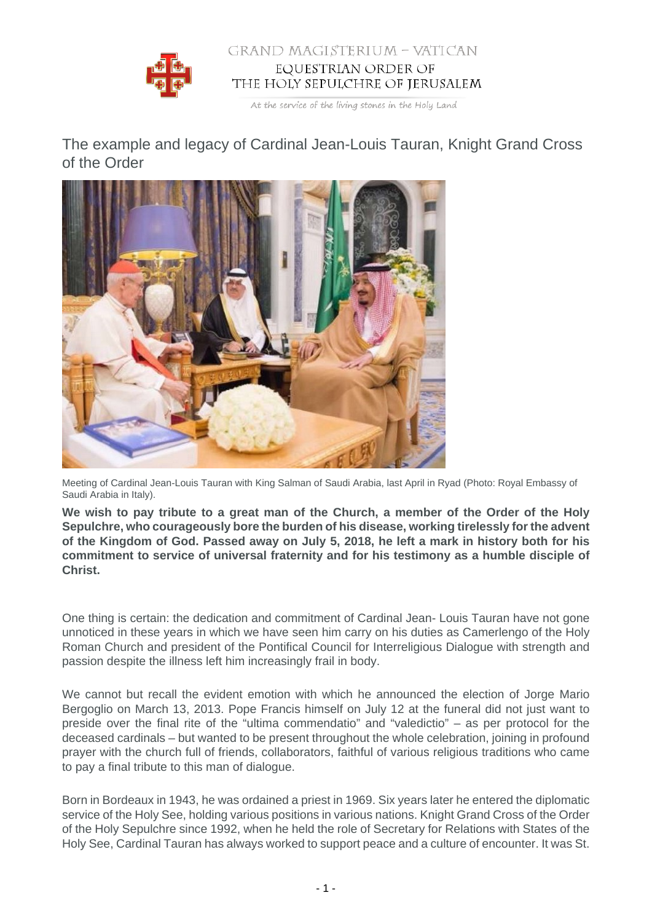GRAND MAGISTERIUM – VATICAN

EQUESTRIAN ORDER OF THE HOLY SEPULCHRE OF JERUSALEM

At the service of the living stones in the Holy Land

# The example and legacy of Cardinal Jean-Louis Tauran, Knight Grand Cross of the Order

Meeting of Cardinal Jean-Louis Tauran with King Salman of Saudi Arabia, last April in Ryad (Photo: Royal Embassy of Saudi Arabia in Italy).

**We wish to pay tribute to a great man of the Church, a member of the Order of the Holy Sepulchre, who courageously bore the burden of his disease, working tirelessly for the advent of the Kingdom of God. Passed away on July 5, 2018, he left a mark in history both for his commitment to service of universal fraternity and for his testimony as a humble disciple of Christ.**

One thing is certain: the dedication and commitment of Cardinal Jean- Louis Tauran have not gone unnoticed in these years in which we have seen him carry on his duties as Camerlengo of the Holy Roman Church and president of the Pontifical Council for Interreligious Dialogue with strength and passion despite the illness left him increasingly frail in body.

We cannot but recall the evident emotion with which he announced the election of Jorge Mario Bergoglio on March 13, 2013. Pope Francis himself on July 12 at the funeral did not just want to preside over the final rite of the "ultima commendatio" and "valedictio" – as per protocol for the deceased cardinals – but wanted to be present throughout the whole celebration, joining in profound prayer with the church full of friends, collaborators, faithful of various religious traditions who came to pay a final tribute to this man of dialogue.

Born in Bordeaux in 1943, he was ordained a priest in 1969. Six years later he entered the diplomatic service of the Holy See, holding various positions in various nations. Knight Grand Cross of the Order of the Holy Sepulchre since 1992, when he held the role of Secretary for Relations with States of the Holy See, Cardinal Tauran has always worked to support peace and a culture of encounter. It was St.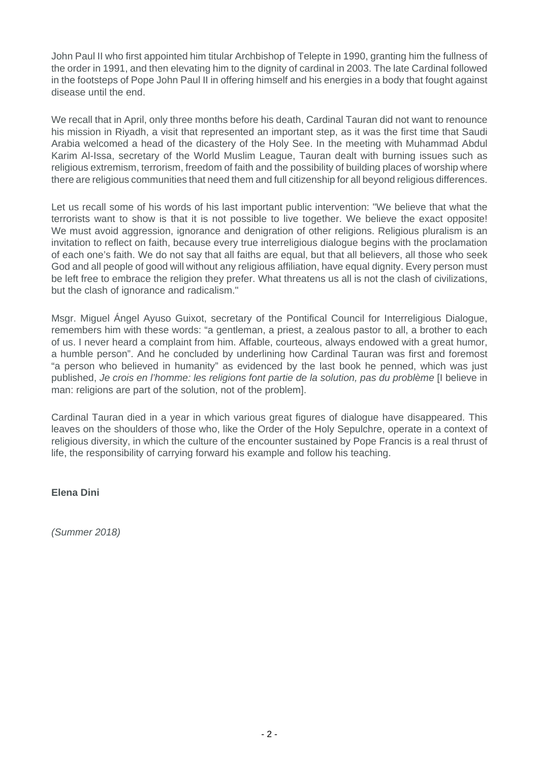John Paul II who first appointed him titular Archbishop of Telepte in 1990, granting him the fullness of the order in 1991, and then elevating him to the dignity of cardinal in 2003. The late Cardinal followed in the footsteps of Pope John Paul II in offering himself and his energies in a body that fought against disease until the end.

We recall that in April, only three months before his death, Cardinal Tauran did not want to renounce his mission in Riyadh, a visit that represented an important step, as it was the first time that Saudi Arabia welcomed a head of the dicastery of the Holy See. In the meeting with Muhammad Abdul Karim Al-Issa, secretary of the World Muslim League, Tauran dealt with burning issues such as religious extremism, terrorism, freedom of faith and the possibility of building places of worship where there are religious communities that need them and full citizenship for all beyond religious differences.

Let us recall some of his words of his last important public intervention: "We believe that what the terrorists want to show is that it is not possible to live together. We believe the exact opposite! We must avoid aggression, ignorance and denigration of other religions. Religious pluralism is an invitation to reflect on faith, because every true interreligious dialogue begins with the proclamation of each one's faith. We do not say that all faiths are equal, but that all believers, all those who seek God and all people of good will without any religious affiliation, have equal dignity. Every person must be left free to embrace the religion they prefer. What threatens us all is not the clash of civilizations, but the clash of ignorance and radicalism."

Msgr. Miguel Ángel Ayuso Guixot, secretary of the Pontifical Council for Interreligious Dialogue, remembers him with these words: "a gentleman, a priest, a zealous pastor to all, a brother to each of us. I never heard a complaint from him. Affable, courteous, always endowed with a great humor, a humble person". And he concluded by underlining how Cardinal Tauran was first and foremost "a person who believed in humanity" as evidenced by the last book he penned, which was just published, *Je crois en l'homme: les religions font partie de la solution, pas du problème* [I believe in man: religions are part of the solution, not of the problem].

Cardinal Tauran died in a year in which various great figures of dialogue have disappeared. This leaves on the shoulders of those who, like the Order of the Holy Sepulchre, operate in a context of religious diversity, in which the culture of the encounter sustained by Pope Francis is a real thrust of life, the responsibility of carrying forward his example and follow his teaching.

**Elena Dini**

*(Summer 2018)*